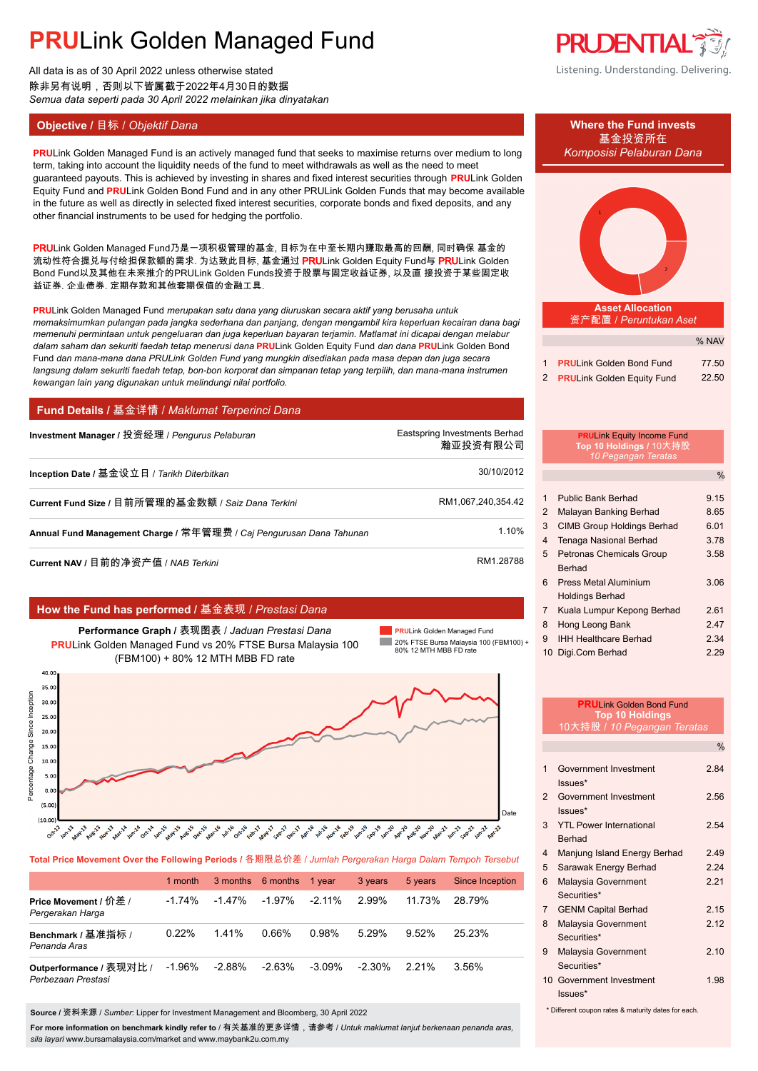# PRULink Golden Managed Fund

All data is as of 30 April 2022 unless otherwise stated
除非另有说明，否则以下皆属截于2022年4月30日的数据
*Semua data seperti pada 30 April 2022 melainkan jika dinyatakan*

Listening. Understanding. Delivering.

## Objective / 目标 / *Objektif Dana*

**PRU**Link Golden Managed Fund is an actively managed fund that seeks to maximise returns over medium to long term, taking into account the liquidity needs of the fund to meet withdrawals as well as the need to meet guaranteed payouts. This is achieved by investing in shares and fixed interest securities through **PRU**Link Golden Equity Fund and **PRU**Link Golden Bond Fund and in any other PRULink Golden Funds that may become available in the future as well as directly in selected fixed interest securities, corporate bonds and fixed deposits, and any other financial instruments to be used for hedging the portfolio.

**PRU**Link Golden Managed Fund乃是一项积极管理的基金, 目标为在中至长期内赚取最高的回酬, 同时确保 基金的流动性符合提兑与付给担保款额的需求. 为达致此目标, 基金通过 **PRU**Link Golden Equity Fund与 **PRU**Link Golden Bond Fund以及其他在未来推介的PRULink Golden Funds投资于股票与固定收益证券, 以及直 接投资于某些固定收益证券, 企业债券, 定期存款和其他套期保值的金融工具.

**PRU**Link Golden Managed Fund *merupakan satu dana yang diuruskan secara aktif yang berusaha untuk memaksimumkan pulangan pada jangka sederhana dan panjang, dengan mengambil kira keperluan kecairan dana bagi memenuhi permintaan untuk pengeluaran dan juga keperluan bayaran terjamin. Matlamat ini dicapai dengan melabur dalam saham dan sekuriti faedah tetap menerusi dana* **PRU**Link Golden Equity Fund *dan dana* **PRU**Link Golden Bond Fund *dan mana-mana dana PRULink Golden Fund yang mungkin disediakan pada masa depan dan juga secara langsung dalam sekuriti faedah tetap, bon-bon korporat dan simpanan tetap yang terpilih, dan mana-mana instrumen kewangan lain yang digunakan untuk melindungi nilai portfolio.*

## Fund Details / 基金详情 / *Maklumat Terperinci Dana*

| | |
|---|---|
| **Investment Manager** / 投资经理 / *Pengurus Pelaburan* | Eastspring Investments Berhad 瀚亚投资有限公司 |
| **Inception Date** / 基金设立日 / *Tarikh Diterbitkan* | 30/10/2012 |
| **Current Fund Size** / 目前所管理的基金数额 / *Saiz Dana Terkini* | RM1,067,240,354.42 |
| **Annual Fund Management Charge** / 常年管理费 / *Caj Pengurusan Dana Tahunan* | 1.10% |
| **Current NAV** / 目前的净资产值 / *NAB Terkini* | RM1.28788 |

## How the Fund has performed / 基金表现 / *Prestasi Dana*

**Performance Graph** / 表现图表 / *Jaduan Prestasi Dana*
**PRU**Link Golden Managed Fund vs 20% FTSE Bursa Malaysia 100 (FBM100) + 80% 12 MTH MBB FD rate

**Total Price Movement Over the Following Periods** / 各期限总价差 / *Jumlah Pergerakan Harga Dalam Tempoh Tersebut*

| | 1 month | 3 months | 6 months | 1 year | 3 years | 5 years | Since Inception |
|---|---|---|---|---|---|---|---|
| **Price Movement** / 价差 / *Pergerakan Harga* | -1.74% | -1.47% | -1.97% | -2.11% | 2.99% | 11.73% | 28.79% |
| **Benchmark** / 基准指标 / *Penanda Aras* | 0.22% | 1.41% | 0.66% | 0.98% | 5.29% | 9.52% | 25.23% |
| **Outperformance** / 表现对比 / *Perbezaan Prestasi* | -1.96% | -2.88% | -2.63% | -3.09% | -2.30% | 2.21% | 3.56% |

**Source** / 资料来源 / *Sumber*: Lipper for Investment Management and Bloomberg, 30 April 2022

**For more information on benchmark kindly refer to** / 有关基准的更多详情，请参考 / *Untuk maklumat lanjut berkenaan penanda aras, sila layari* www.bursamalaysia.com/market and www.maybank2u.com.my

## Where the Fund invests / 基金投资所在 / *Komposisi Pelaburan Dana*

**Asset Allocation** / 资产配置 / *Peruntukan Aset*

| | | % NAV |
|---|---|---|
| 1 | **PRU**Link Golden Bond Fund | 77.50 |
| 2 | **PRU**Link Golden Equity Fund | 22.50 |

**PRU**Link Equity Income Fund
**Top 10 Holdings** / 10大持股 / *10 Pegangan Teratas*

| | | % |
|---|---|---|
| 1 | Public Bank Berhad | 9.15 |
| 2 | Malayan Banking Berhad | 8.65 |
| 3 | CIMB Group Holdings Berhad | 6.01 |
| 4 | Tenaga Nasional Berhad | 3.78 |
| 5 | Petronas Chemicals Group Berhad | 3.58 |
| 6 | Press Metal Aluminium Holdings Berhad | 3.06 |
| 7 | Kuala Lumpur Kepong Berhad | 2.61 |
| 8 | Hong Leong Bank | 2.47 |
| 9 | IHH Healthcare Berhad | 2.34 |
| 10 | Digi.Com Berhad | 2.29 |

**PRU**Link Golden Bond Fund
**Top 10 Holdings**
10大持股 / *10 Pegangan Teratas*

| | | % |
|---|---|---|
| 1 | Government Investment Issues* | 2.84 |
| 2 | Government Investment Issues* | 2.56 |
| 3 | YTL Power International Berhad | 2.54 |
| 4 | Manjung Island Energy Berhad | 2.49 |
| 5 | Sarawak Energy Berhad | 2.24 |
| 6 | Malaysia Government Securities* | 2.21 |
| 7 | GENM Capital Berhad | 2.15 |
| 8 | Malaysia Government Securities* | 2.12 |
| 9 | Malaysia Government Securities* | 2.10 |
| 10 | Government Investment Issues* | 1.98 |

\* Different coupon rates & maturity dates for each.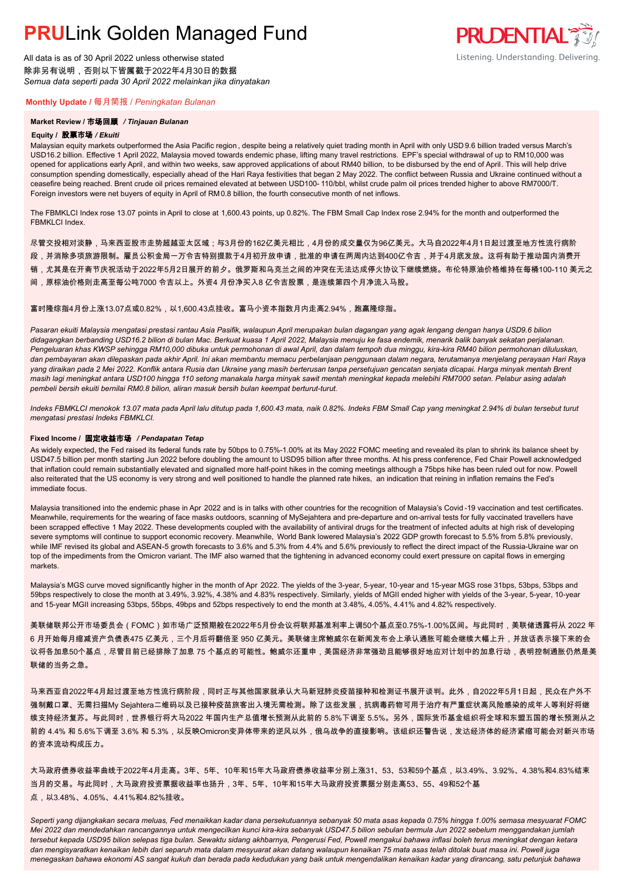# PRULink Golden Managed Fund

All data is as of 30 April 2022 unless otherwise stated
除非另有说明，否则以下皆属截于2022年4月30日的数据
*Semua data seperti pada 30 April 2022 melainkan jika dinyatakan*

## Monthly Update / 每月简报 / *Peningkatan Bulanan*

### Market Review / 市场回顾 / *Tinjauan Bulanan*

#### Equity / 股票市场 / *Ekuiti*

Malaysian equity markets outperformed the Asia Pacific region , despite being a relatively quiet trading month in April with only USD 9.6 billion traded versus March's USD16.2 billion. Effective 1 April 2022, Malaysia moved towards endemic phase, lifting many travel restrictions. EPF's special withdrawal of up to RM10,000 was opened for applications early April, and within two weeks, saw approved applications of about RM40 billion, to be disbursed by the end of April. This will help drive consumption spending domestically, especially ahead of the Hari Raya festivities that began 2 May 2022. The conflict between Russia and Ukraine continued without a ceasefire being reached. Brent crude oil prices remained elevated at between USD100- 110/bbl, whilst crude palm oil prices trended higher to above RM7000/T. Foreign investors were net buyers of equity in April of RM0.8 billion, the fourth consecutive month of net inflows.

The FBMKLCI Index rose 13.07 points in April to close at 1,600.43 points, up 0.82%. The FBM Small Cap Index rose 2.94% for the month and outperformed the FBMKLCI Index.

尽管交投相对淡静，马来西亚股市走势超越亚太区域；与3月份的162亿美元相比，4月份的成交量仅为96亿美元。大马自2022年4月1日起过渡至地方性流行病阶段，并消除多项旅游限制。雇员公积金局一万令吉特别提款于4月初开放申请，批准的申请在两周内达到400亿令吉，并于4月底发放。这将有助于推动国内消费开销，尤其是在开斋节庆祝活动于2022年5月2日展开的前夕。俄罗斯和乌克兰之间的冲突在无法达成停火协议下继续燃烧。布伦特原油价格维持在每桶100-110 美元之间，原棕油价格则走高至每公吨7000 令吉以上。外资4 月份净买入8 亿令吉股票，是连续第四个月净流入马股。

富时隆综指4月份上涨13.07点或0.82%，以1,600.43点挂收。富马小资本指数月内走高2.94%，跑赢隆综指。

*Pasaran ekuiti Malaysia mengatasi prestasi rantau Asia Pasifik, walaupun April merupakan bulan dagangan yang agak lengang dengan hanya USD9.6 bilion didagangkan berbanding USD16.2 bilion di bulan Mac. Berkuat kuasa 1 April 2022, Malaysia menuju ke fasa endemik, menarik balik banyak sekatan perjalanan. Pengeluaran khas KWSP sehingga RM10,000 dibuka untuk permohonan di awal April, dan dalam tempoh dua minggu, kira-kira RM40 bilion permohonan diluluskan, dan pembayaran akan dilepaskan pada akhir April. Ini akan membantu memacu perbelanjaan penggunaan dalam negara, terutamanya menjelang perayaan Hari Raya yang diraikan pada 2 Mei 2022. Konflik antara Rusia dan Ukraine yang masih berterusan tanpa persetujuan gencatan senjata dicapai. Harga minyak mentah Brent masih lagi meningkat antara USD100 hingga 110 setong manakala harga minyak sawit mentah meningkat kepada melebihi RM7000 setan. Pelabur asing adalah pembeli bersih ekuiti bernilai RM0.8 bilion, aliran masuk bersih bulan keempat berturut-turut.*

*Indeks FBMKLCI menokok 13.07 mata pada April lalu ditutup pada 1,600.43 mata, naik 0.82%. Indeks FBM Small Cap yang meningkat 2.94% di bulan tersebut turut mengatasi prestasi Indeks FBMKLCI.*

#### Fixed Income / 固定收益市场 / *Pendapatan Tetap*

As widely expected, the Fed raised its federal funds rate by 50bps to 0.75%-1.00% at its May 2022 FOMC meeting and revealed its plan to shrink its balance sheet by USD47.5 billion per month starting Jun 2022 before doubling the amount to USD95 billion after three months. At his press conference, Fed Chair Powell acknowledged that inflation could remain substantially elevated and signalled more half-point hikes in the coming meetings although a 75bps hike has been ruled out for now. Powell also reiterated that the US economy is very strong and well positioned to handle the planned rate hikes, an indication that reining in inflation remains the Fed's immediate focus.

Malaysia transitioned into the endemic phase in Apr 2022 and is in talks with other countries for the recognition of Malaysia's Covid -19 vaccination and test certificates. Meanwhile, requirements for the wearing of face masks outdoors, scanning of MySejahtera and pre-departure and on-arrival tests for fully vaccinated travellers have been scrapped effective 1 May 2022. These developments coupled with the availability of antiviral drugs for the treatment of infected adults at high risk of developing severe symptoms will continue to support economic recovery. Meanwhile, World Bank lowered Malaysia's 2022 GDP growth forecast to 5.5% from 5.8% previously, while IMF revised its global and ASEAN-5 growth forecasts to 3.6% and 5.3% from 4.4% and 5.6% previously to reflect the direct impact of the Russia-Ukraine war on top of the impediments from the Omicron variant. The IMF also warned that the tightening in advanced economy could exert pressure on capital flows in emerging markets.

Malaysia's MGS curve moved significantly higher in the month of Apr 2022. The yields of the 3-year, 5-year, 10-year and 15-year MGS rose 31bps, 53bps, 53bps and 59bps respectively to close the month at 3.49%, 3.92%, 4.38% and 4.83% respectively. Similarly, yields of MGII ended higher with yields of the 3-year, 5-year, 10-year and 15-year MGII increasing 53bps, 55bps, 49bps and 52bps respectively to end the month at 3.48%, 4.05%, 4.41% and 4.82% respectively.

美联储联邦公开市场委员会（FOMC）如市场广泛预期般在2022年5月份会议将联邦基准利率上调50个基点至0.75%-1.00%区间。与此同时，美联储透露将从 2022 年 6 月开始每月缩减资产负债表475 亿美元，三个月后将翻倍至 950 亿美元。美联储主席鲍威尔在新闻发布会上承认通胀可能会继续大幅上升，并放话表示接下来的会议将各加息50个基点，尽管目前已经排除了加息 75 个基点的可能性。鲍威尔还重申，美国经济非常强劲且能够很好地应对计划中的加息行动，表明控制通胀仍然是美联储的当务之急。

马来西亚自2022年4月起过渡至地方性流行病阶段，同时正与其他国家就承认大马新冠肺炎疫苗接种和检测证书展开谈判。此外，自2022年5月1日起，民众在户外不强制戴口罩、无需扫描My Sejahtera二维码以及已接种疫苗旅客出入境无需检测。除了这些发展，抗病毒药物可用于治疗有严重症状高风险感染的成年人等利好将继续支持经济复苏。与此同时，世界银行将大马2022 年国内生产总值增长预测从此前的 5.8%下调至 5.5%。另外，国际货币基金组织将全球和东盟五国的增长预测从之前的 4.4% 和 5.6%下调至 3.6% 和 5.3%，以反映Omicron变异体带来的逆风以外，俄乌战争的直接影响。该组织还警告说，发达经济体的经济紧缩可能会对新兴市场的资本流动构成压力。

大马政府债券收益率曲线于2022年4月走高。3年、5年、10年和15年大马政府债券收益率分别上涨31、53、53和59个基点，以3.49%、3.92%、4.38%和4.83%结束当月的交易。与此同时，大马政府投资票据收益率也扬升，3年、5年、10年和15年大马政府投资票据分别走高53、55、49和52个基点，以3.48%、4.05%、4.41%和4.82%挂收。

*Seperti yang dijangkakan secara meluas, Fed menaikkan kadar dana persekutuannya sebanyak 50 mata asas kepada 0.75% hingga 1.00% semasa mesyuarat FOMC Mei 2022 dan mendedahkan rancangannya untuk mengecilkan kunci kira-kira sebanyak USD47.5 bilion sebulan bermula Jun 2022 sebelum menggandakan jumlah tersebut kepada USD95 bilion selepas tiga bulan. Sewaktu sidang akhbarnya, Pengerusi Fed, Powell mengakui bahawa inflasi boleh terus meningkat dengan ketara dan mengisyaratkan kenaikan lebih dari separuh mata dalam mesyuarat akan datang walaupun kenaikan 75 mata asas telah ditolak buat masa ini. Powell juga menegaskan bahawa ekonomi AS sangat kukuh dan berada pada kedudukan yang baik untuk mengendalikan kenaikan kadar yang dirancang, satu petunjuk bahawa*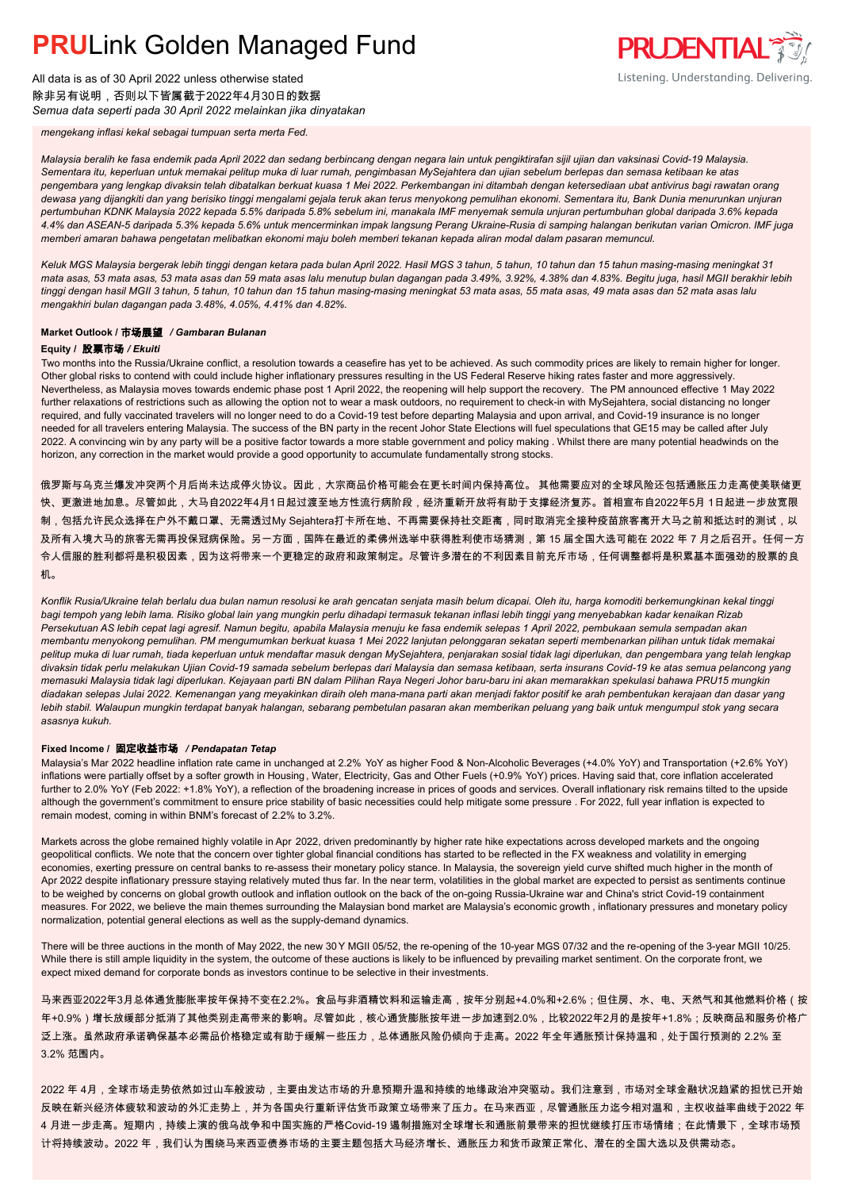*mengekang inflasi kekal sebagai tumpuan serta merta Fed.*

*Malaysia beralih ke fasa endemik pada April 2022 dan sedang berbincang dengan negara lain untuk pengiktirafan sijil ujian dan vaksinasi Covid-19 Malaysia. Sementara itu, keperluan untuk memakai pelitup muka di luar rumah, pengimbasan MySejahtera dan ujian sebelum berlepas dan semasa ketibaan ke atas pengembara yang lengkap divaksin telah dibatalkan berkuat kuasa 1 Mei 2022. Perkembangan ini ditambah dengan ketersediaan ubat antivirus bagi rawatan orang dewasa yang dijangkiti dan yang berisiko tinggi mengalami gejala teruk akan terus menyokong pemulihan ekonomi. Sementara itu, Bank Dunia menurunkan unjuran pertumbuhan KDNK Malaysia 2022 kepada 5.5% daripada 5.8% sebelum ini, manakala IMF menyemak semula unjuran pertumbuhan global daripada 3.6% kepada 4.4% dan ASEAN-5 daripada 5.3% kepada 5.6% untuk mencerminkan impak langsung Perang Ukraine-Rusia di samping halangan berikutan varian Omicron. IMF juga memberi amaran bahawa pengetatan melibatkan ekonomi maju boleh memberi tekanan kepada aliran modal dalam pasaran memuncul.*

*Keluk MGS Malaysia bergerak lebih tinggi dengan ketara pada bulan April 2022. Hasil MGS 3 tahun, 5 tahun, 10 tahun dan 15 tahun masing-masing meningkat 31 mata asas, 53 mata asas, 53 mata asas dan 59 mata asas lalu menutup bulan dagangan pada 3.49%, 3.92%, 4.38% dan 4.83%. Begitu juga, hasil MGII berakhir lebih tinggi dengan hasil MGII 3 tahun, 5 tahun, 10 tahun dan 15 tahun masing-masing meningkat 53 mata asas, 55 mata asas, 49 mata asas dan 52 mata asas lalu mengakhiri bulan dagangan pada 3.48%, 4.05%, 4.41% dan 4.82%.*

### Market Outlook / 市场展望 / *Gambaran Bulanan*

#### Equity / 股票市场 / *Ekuiti*

Two months into the Russia/Ukraine conflict, a resolution towards a ceasefire has yet to be achieved. As such commodity prices are likely to remain higher for longer. Other global risks to contend with could include higher inflationary pressures resulting in the US Federal Reserve hiking rates faster and more aggressively. Nevertheless, as Malaysia moves towards endemic phase post 1 April 2022, the reopening will help support the recovery. The PM announced effective 1 May 2022 further relaxations of restrictions such as allowing the option not to wear a mask outdoors, no requirement to check-in with MySejahtera, social distancing no longer required, and fully vaccinated travelers will no longer need to do a Covid-19 test before departing Malaysia and upon arrival, and Covid-19 insurance is no longer needed for all travelers entering Malaysia. The success of the BN party in the recent Johor State Elections will fuel speculations that GE15 may be called after July 2022. A convincing win by any party will be a positive factor towards a more stable government and policy making . Whilst there are many potential headwinds on the horizon, any correction in the market would provide a good opportunity to accumulate fundamentally strong stocks.

俄罗斯与乌克兰爆发冲突两个月后尚未达成停火协议。因此，大宗商品价格可能会在更长时间内保持高位。 其他需要应对的全球风险还包括通胀压力走高使美联储更快、更激进地加息。尽管如此，大马自2022年4月1日起过渡至地方性流行病阶段，经济重新开放将有助于支撑经济复苏。首相宣布自2022年5 月1日起进一步放宽限制，包括允许民众选择在户外不戴口罩、无需透过My Sejahtera打卡所在地、不再需要保持社交距离，同时取消完全接种疫苗旅客离开大马之前和抵达时的测试，以及所有入境大马的旅客无需再投保冠病保险。另一方面，国阵在最近的柔佛州选举中获得胜利使市场猜测，第 15 届全国大选可能在 2022 年 7 月之后召开。任何一方令人信服的胜利都将是积极因素，因为这将带来一个更稳定的政府和政策制定。尽管许多潜在的不利因素目前充斥市场，任何调整都将是积累基本面强劲的股票的良机。

*Konflik Rusia/Ukraine telah berlalu dua bulan namun resolusi ke arah gencatan senjata masih belum dicapai. Oleh itu, harga komoditi berkemungkinan kekal tinggi bagi tempoh yang lebih lama. Risiko global lain yang mungkin perlu dihadapi termasuk tekanan inflasi lebih tinggi yang menyebabkan kadar kenaikan Rizab Persekutuan AS lebih cepat lagi agresif. Namun begitu, apabila Malaysia menuju ke fasa endemik selepas 1 April 2022, pembukaan semula sempadan akan membantu menyokong pemulihan. PM mengumumkan berkuat kuasa 1 Mei 2022 lanjutan pelonggaran sekatan seperti membenarkan pilihan untuk tidak memakai pelitup muka di luar rumah, tiada keperluan untuk mendaftar masuk dengan MySejahtera, penjarakan sosial tidak lagi diperlukan, dan pengembara yang telah lengkap divaksin tidak perlu melakukan Ujian Covid-19 samada sebelum berlepas dari Malaysia dan semasa ketibaan, serta insurans Covid-19 ke atas semua pelancong yang memasuki Malaysia tidak lagi diperlukan. Kejayaan parti BN dalam Pilihan Raya Negeri Johor baru-baru ini akan memarakkan spekulasi bahawa PRU15 mungkin diadakan selepas Julai 2022. Kemenangan yang meyakinkan diraih oleh mana-mana parti akan menjadi faktor positif ke arah pembentukan kerajaan dan dasar yang lebih stabil. Walaupun mungkin terdapat banyak halangan, sebarang pembetulan pasaran akan memberikan peluang yang baik untuk mengumpul stok yang secara asasnya kukuh.*

#### Fixed Income / 固定收益市场 / *Pendapatan Tetap*

Malaysia's Mar 2022 headline inflation rate came in unchanged at 2.2% YoY as higher Food & Non-Alcoholic Beverages (+4.0% YoY) and Transportation (+2.6% YoY) inflations were partially offset by a softer growth in Housing , Water, Electricity, Gas and Other Fuels (+0.9% YoY) prices. Having said that, core inflation accelerated further to 2.0% YoY (Feb 2022: +1.8% YoY), a reflection of the broadening increase in prices of goods and services. Overall inflationary risk remains tilted to the upside although the government's commitment to ensure price stability of basic necessities could help mitigate some pressure . For 2022, full year inflation is expected to remain modest, coming in within BNM's forecast of 2.2% to 3.2%.

Markets across the globe remained highly volatile in Apr 2022, driven predominantly by higher rate hike expectations across developed markets and the ongoing geopolitical conflicts. We note that the concern over tighter global financial conditions has started to be reflected in the FX weakness and volatility in emerging economies, exerting pressure on central banks to re-assess their monetary policy stance. In Malaysia, the sovereign yield curve shifted much higher in the month of Apr 2022 despite inflationary pressure staying relatively muted thus far. In the near term, volatilities in the global market are expected to persist as sentiments continue to be weighed by concerns on global growth outlook and inflation outlook on the back of the on-going Russia-Ukraine war and China's strict Covid-19 containment measures. For 2022, we believe the main themes surrounding the Malaysian bond market are Malaysia's economic growth , inflationary pressures and monetary policy normalization, potential general elections as well as the supply-demand dynamics.

There will be three auctions in the month of May 2022, the new 30Y MGII 05/52, the re-opening of the 10-year MGS 07/32 and the re-opening of the 3-year MGII 10/25. While there is still ample liquidity in the system, the outcome of these auctions is likely to be influenced by prevailing market sentiment. On the corporate front, we expect mixed demand for corporate bonds as investors continue to be selective in their investments.

马来西亚2022年3月总体通货膨胀率按年保持不变在2.2%。食品与非酒精饮料和运输走高，按年分别起+4.0%和+2.6%；但住房、水、电、天然气和其他燃料价格（按年+0.9%）增长放缓部分抵消了其他类别走高带来的影响。尽管如此，核心通货膨胀按年进一步加速到2.0%，比较2022年2月的是按年+1.8%；反映商品和服务价格广泛上涨。虽然政府承诺确保基本必需品价格稳定或有助于缓解一些压力，总体通胀风险仍倾向于走高。2022 年全年通胀预计保持温和，处于国行预测的 2.2% 至 3.2% 范围内。

2022 年 4月，全球市场走势依然如过山车般波动，主要由发达市场的升息预期升温和持续的地缘政治冲突驱动。我们注意到，市场对全球金融状况趋紧的担忧已开始反映在新兴经济体疲软和波动的外汇走势上，并为各国央行重新评估货币政策立场带来了压力。在马来西亚，尽管通胀压力迄今相对温和，主权收益率曲线于2022 年 4 月进一步走高。短期内，持续上演的俄乌战争和中国实施的严格Covid-19 遏制措施对全球增长和通胀前景带来的担忧继续打压市场情绪；在此情景下，全球市场预计将持续波动。2022 年，我们认为围绕马来西亚债券市场的主要主题包括大马经济增长、通胀压力和货币政策正常化、潜在的全国大选以及供需动态。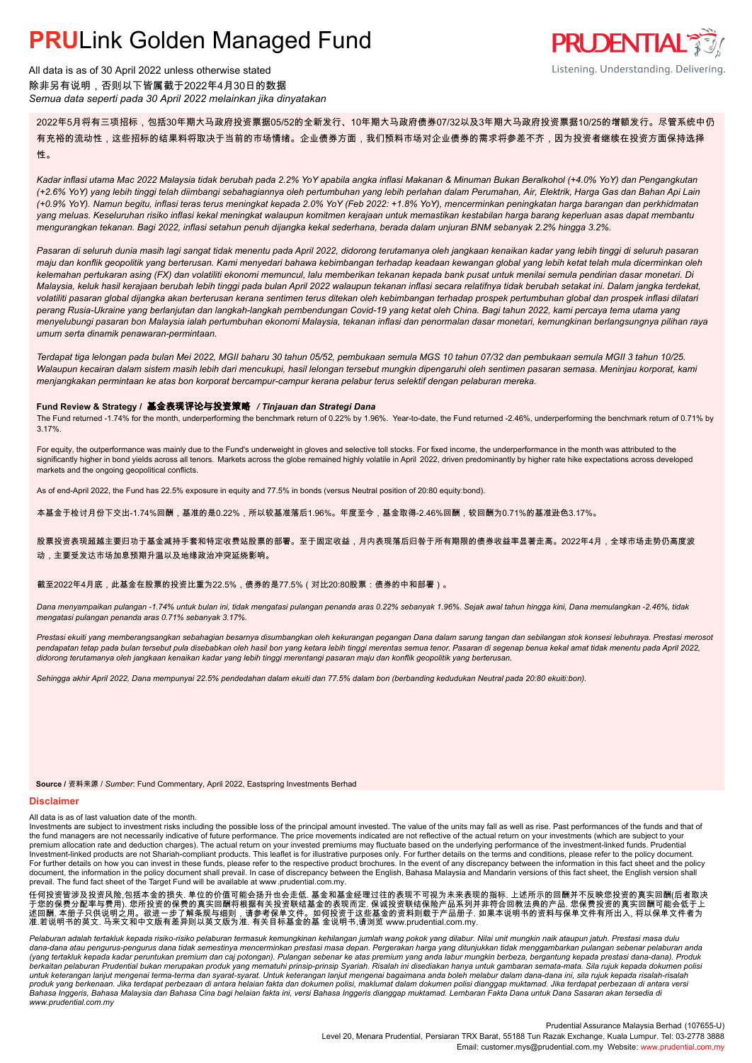# PRULink Golden Managed Fund

All data is as of 30 April 2022 unless otherwise stated
除非另有说明，否则以下皆属截于2022年4月30日的数据
*Semua data seperti pada 30 April 2022 melainkan jika dinyatakan*

2022年5月将有三项招标，包括30年期大马政府投资票据05/52的全新发行、10年期大马政府债券07/32以及3年期大马政府投资票据10/25的增额发行。尽管系统中仍有充裕的流动性，这些招标的结果料将取决于当前的市场情绪。企业债券方面，我们预料市场对企业债券的需求将参差不齐，因为投资者继续在投资方面保持选择性。

*Kadar inflasi utama Mac 2022 Malaysia tidak berubah pada 2.2% YoY apabila angka inflasi Makanan & Minuman Bukan Beralkohol (+4.0% YoY) dan Pengangkutan (+2.6% YoY) yang lebih tinggi telah diimbangi sebahagiannya oleh pertumbuhan yang lebih perlahan dalam Perumahan, Air, Elektrik, Harga Gas dan Bahan Api Lain (+0.9% YoY). Namun begitu, inflasi teras terus meningkat kepada 2.0% YoY (Feb 2022: +1.8% YoY), mencerminkan peningkatan harga barangan dan perkhidmatan yang meluas. Keseluruhan risiko inflasi kekal meningkat walaupun komitmen kerajaan untuk memastikan kestabilan harga barang keperluan asas dapat membantu mengurangkan tekanan. Bagi 2022, inflasi setahun penuh dijangka kekal sederhana, berada dalam unjuran BNM sebanyak 2.2% hingga 3.2%.*

*Pasaran di seluruh dunia masih lagi sangat tidak menentu pada April 2022, didorong terutamanya oleh jangkaan kenaikan kadar yang lebih tinggi di seluruh pasaran maju dan konflik geopolitik yang berterusan. Kami menyedari bahawa kebimbangan terhadap keadaan kewangan global yang lebih ketat telah mula dicerminkan oleh kelemahan pertukaran asing (FX) dan volatiliti ekonomi memuncul, lalu memberikan tekanan kepada bank pusat untuk menilai semula pendirian dasar monetari. Di Malaysia, keluk hasil kerajaan berubah lebih tinggi pada bulan April 2022 walaupun tekanan inflasi secara relatifnya tidak berubah setakat ini. Dalam jangka terdekat, volatiliti pasaran global dijangka akan berterusan kerana sentimen terus ditekan oleh kebimbangan terhadap prospek pertumbuhan global dan prospek inflasi dilatari perang Rusia-Ukraine yang berlanjutan dan langkah-langkah pembendungan Covid-19 yang ketat oleh China. Bagi tahun 2022, kami percaya tema utama yang menyelubungi pasaran bon Malaysia ialah pertumbuhan ekonomi Malaysia, tekanan inflasi dan penormalan dasar monetari, kemungkinan berlangsungnya pilihan raya umum serta dinamik penawaran-permintaan.*

*Terdapat tiga lelongan pada bulan Mei 2022, MGII baharu 30 tahun 05/52, pembukaan semula MGS 10 tahun 07/32 dan pembukaan semula MGII 3 tahun 10/25. Walaupun kecairan dalam sistem masih lebih dari mencukupi, hasil lelongan tersebut mungkin dipengaruhi oleh sentimen pasaran semasa. Meninjau korporat, kami menjangkakan permintaan ke atas bon korporat bercampur-campur kerana pelabur terus selektif dengan pelaburan mereka.*

### Fund Review & Strategy / 基金表现评论与投资策略 / *Tinjauan dan Strategi Dana*

The Fund returned -1.74% for the month, underperforming the benchmark return of 0.22% by 1.96%. Year-to-date, the Fund returned -2.46%, underperforming the benchmark return of 0.71% by 3.17%.

For equity, the outperformance was mainly due to the Fund's underweight in gloves and selective toll stocks. For fixed income, the underperformance in the month was attributed to the significantly higher in bond yields across all tenors. Markets across the globe remained highly volatile in April 2022, driven predominantly by higher rate hike expectations across developed markets and the ongoing geopolitical conflicts.

As of end-April 2022, the Fund has 22.5% exposure in equity and 77.5% in bonds (versus Neutral position of 20:80 equity:bond).

本基金于检讨月份下交出-1.74%回酬，基准的是0.22%，所以较基准落后1.96%。年度至今，基金取得-2.46%回酬，较回酬为0.71%的基准逊色3.17%。

股票投资表现超越主要归功于基金减持手套和特定收费站股票的部署。至于固定收益，月内表现落后归咎于所有期限的债券收益率显著走高。2022年4月，全球市场走势仍高度波动，主要受发达市场加息预期升温以及地缘政治冲突延烧影响。

截至2022年4月底，此基金在股票的投资比重为22.5%，债券的是77.5%（对比20:80股票：债券的中和部署）。

*Dana menyampaikan pulangan -1.74% untuk bulan ini, tidak mengatasi pulangan penanda aras 0.22% sebanyak 1.96%. Sejak awal tahun hingga kini, Dana memulangkan -2.46%, tidak mengatasi pulangan penanda aras 0.71% sebanyak 3.17%.*

*Prestasi ekuiti yang memberangsangkan sebahagian besarnya disumbangkan oleh kekurangan pegangan Dana dalam sarung tangan dan sebilangan stok konsesi lebuhraya. Prestasi merosot pendapatan tetap pada bulan tersebut pula disebabkan oleh hasil bon yang ketara lebih tinggi merentas semua tenor. Pasaran di segenap benua kekal amat tidak menentu pada April 2022, didorong terutamanya oleh jangkaan kenaikan kadar yang lebih tinggi merentangi pasaran maju dan konflik geopolitik yang berterusan.*

*Sehingga akhir April 2022, Dana mempunyai 22.5% pendedahan dalam ekuiti dan 77.5% dalam bon (berbanding kedudukan Neutral pada 20:80 ekuiti:bon).*

**Source** / 资料来源 / *Sumber*: Fund Commentary, April 2022, Eastspring Investments Berhad

## Disclaimer

All data is as of last valuation date of the month.
Investments are subject to investment risks including the possible loss of the principal amount invested. The value of the units may fall as well as rise. Past performances of the funds and that of the fund managers are not necessarily indicative of future performance. The price movements indicated are not reflective of the actual return on your investments (which are subject to your premium allocation rate and deduction charges). The actual return on your invested premiums may fluctuate based on the underlying performance of the investment-linked funds. Prudential Investment-linked products are not Shariah-compliant products. This leaflet is for illustrative purposes only. For further details on the terms and conditions, please refer to the policy document. For further details on how you can invest in these funds, please refer to the respective product brochures. In the event of any discrepancy between the information in this fact sheet and the policy document, the information in the policy document shall prevail. In case of discrepancy between the English, Bahasa Malaysia and Mandarin versions of this fact sheet, the English version shall prevail. The fund fact sheet of the Target Fund will be available at www.prudential.com.my.

任何投资皆涉及投资风险,包括本金的损失. 单位的价值可能会扬升也会走低. 基金和基金经理过往的表现不可视为未来表现的指标. 上述所示的回酬并不反映您投资的真实回酬(后者取决于您的保费分配率与费用). 您所投资的保费的真实回酬将根据有关投资联结基金的表现而定. 保诚投资联结保险产品系列并非符合回教法典的产品. 您保费投资的真实回酬可能会低于上述回酬. 本册子只供说明之用。欲进一步了解条规与细则，请参考保单文件。如何投资于这些基金的资料则载于产品册子. 如果本说明书的资料与保单文件有所出入, 将以保单文件者为准.若说明书的英文. 马来文和中文版有差异则以英文版为准. 有关目标基金的基 金说明书,请浏览 www.prudential.com.my.

*Pelaburan adalah tertakluk kepada risiko-risiko pelaburan termasuk kemungkinan kehilangan jumlah wang pokok yang dilabur. Nilai unit mungkin naik ataupun jatuh. Prestasi masa dulu dana-dana atau pengurus-pengurus dana tidak semestinya mencerminkan prestasi masa depan. Pergerakan harga yang ditunjukkan tidak menggambarkan pulangan sebenar pelaburan anda (yang tertakluk kepada kadar peruntukan premium dan caj potongan). Pulangan sebenar ke atas premium yang anda labur mungkin berbeza, bergantung kepada prestasi dana-dana). Produk berkaitan pelaburan Prudential bukan merupakan produk yang mematuhi prinsip-prinsip Syariah. Risalah ini disediakan hanya untuk gambaran semata-mata. Sila rujuk kepada dokumen polisi untuk keterangan lanjut mengenai terma-terma dan syarat-syarat. Untuk keterangan lanjut mengenai bagaimana anda boleh melabur dalam dana-dana ini, sila rujuk kepada risalah-risalah produk yang berkenaan. Jika terdapat perbezaan di antara helaian fakta dan dokumen polisi, maklumat dalam dokumen polisi dianggap muktamad. Jika terdapat perbezaan di antara versi Bahasa Inggeris, Bahasa Malaysia dan Bahasa Cina bagi helaian fakta ini, versi Bahasa Inggeris dianggap muktamad. Lembaran Fakta Dana untuk Dana Sasaran akan tersedia di www.prudential.com.my*

Prudential Assurance Malaysia Berhad (107655-U)
Level 20, Menara Prudential, Persiaran TRX Barat, 55188 Tun Razak Exchange, Kuala Lumpur. Tel: 03-2778 3888
Email: customer.mys@prudential.com.my Website: www.prudential.com.my